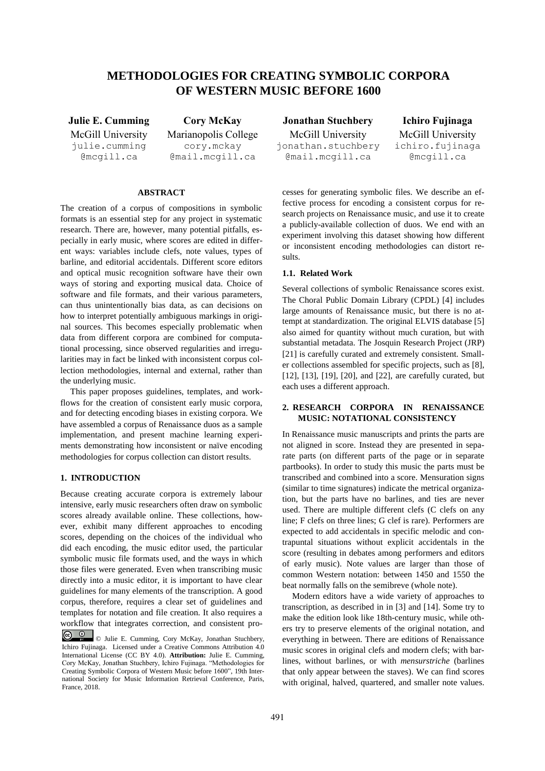# METHODOLOGIES FOR CREATING SYMBOLIC CORPORA OF WESTERN MUSIC BEFORE 1600

**Julie E. Cumming**
McGill University
julie.cumming@mcgill.ca

**Cory McKay**
Marianopolis College
cory.mckay@mail.mcgill.ca

**Jonathan Stuchbery**
McGill University
jonathan.stuchbery@mail.mcgill.ca

**Ichiro Fujinaga**
McGill University
ichiro.fujinaga@mcgill.ca

## ABSTRACT

The creation of a corpus of compositions in symbolic formats is an essential step for any project in systematic research. There are, however, many potential pitfalls, especially in early music, where scores are edited in different ways: variables include clefs, note values, types of barline, and editorial accidentals. Different score editors and optical music recognition software have their own ways of storing and exporting musical data. Choice of software and file formats, and their various parameters, can thus unintentionally bias data, as can decisions on how to interpret potentially ambiguous markings in original sources. This becomes especially problematic when data from different corpora are combined for computational processing, since observed regularities and irregularities may in fact be linked with inconsistent corpus collection methodologies, internal and external, rather than the underlying music.

This paper proposes guidelines, templates, and workflows for the creation of consistent early music corpora, and for detecting encoding biases in existing corpora. We have assembled a corpus of Renaissance duos as a sample implementation, and present machine learning experiments demonstrating how inconsistent or naïve encoding methodologies for corpus collection can distort results.

## 1. INTRODUCTION

Because creating accurate corpora is extremely labour intensive, early music researchers often draw on symbolic scores already available online. These collections, however, exhibit many different approaches to encoding scores, depending on the choices of the individual who did each encoding, the music editor used, the particular symbolic music file formats used, and the ways in which those files were generated. Even when transcribing music directly into a music editor, it is important to have clear guidelines for many elements of the transcription. A good corpus, therefore, requires a clear set of guidelines and templates for notation and file creation. It also requires a workflow that integrates correction, and consistent processes for generating symbolic files. We describe an effective process for encoding a consistent corpus for research projects on Renaissance music, and use it to create a publicly-available collection of duos. We end with an experiment involving this dataset showing how different or inconsistent encoding methodologies can distort results.

© Julie E. Cumming, Cory McKay, Jonathan Stuchbery, Ichiro Fujinaga. Licensed under a Creative Commons Attribution 4.0 International License (CC BY 4.0). **Attribution:** Julie E. Cumming, Cory McKay, Jonathan Stuchbery, Ichiro Fujinaga. "Methodologies for Creating Symbolic Corpora of Western Music before 1600", 19th International Society for Music Information Retrieval Conference, Paris, France, 2018.

### 1.1. Related Work

Several collections of symbolic Renaissance scores exist. The Choral Public Domain Library (CPDL) [4] includes large amounts of Renaissance music, but there is no attempt at standardization. The original ELVIS database [5] also aimed for quantity without much curation, but with substantial metadata. The Josquin Research Project (JRP) [21] is carefully curated and extremely consistent. Smaller collections assembled for specific projects, such as [8], [12], [13], [19], [20], and [22], are carefully curated, but each uses a different approach.

## 2. RESEARCH CORPORA IN RENAISSANCE MUSIC: NOTATIONAL CONSISTENCY

In Renaissance music manuscripts and prints the parts are not aligned in score. Instead they are presented in separate parts (on different parts of the page or in separate partbooks). In order to study this music the parts must be transcribed and combined into a score. Mensuration signs (similar to time signatures) indicate the metrical organization, but the parts have no barlines, and ties are never used. There are multiple different clefs (C clefs on any line; F clefs on three lines; G clef is rare). Performers are expected to add accidentals in specific melodic and contrapuntal situations without explicit accidentals in the score (resulting in debates among performers and editors of early music). Note values are larger than those of common Western notation: between 1450 and 1550 the beat normally falls on the semibreve (whole note).

Modern editors have a wide variety of approaches to transcription, as described in in [3] and [14]. Some try to make the edition look like 18th-century music, while others try to preserve elements of the original notation, and everything in between. There are editions of Renaissance music scores in original clefs and modern clefs; with barlines, without barlines, or with *mensurstriche* (barlines that only appear between the staves). We can find scores with original, halved, quartered, and smaller note values.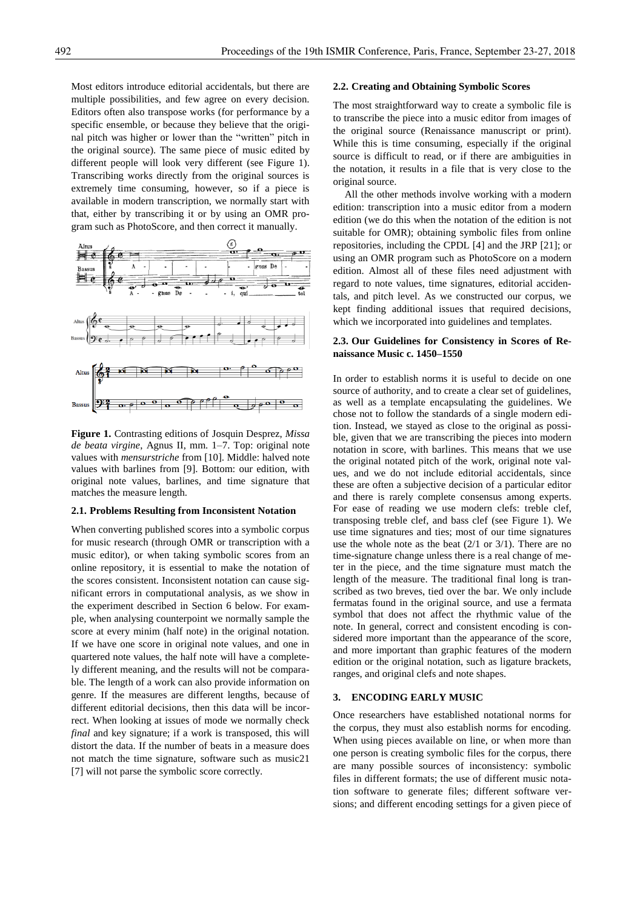Most editors introduce editorial accidentals, but there are multiple possibilities, and few agree on every decision. Editors often also transpose works (for performance by a specific ensemble, or because they believe that the original pitch was higher or lower than the "written" pitch in the original source). The same piece of music edited by different people will look very different (see Figure 1). Transcribing works directly from the original sources is extremely time consuming, however, so if a piece is available in modern transcription, we normally start with that, either by transcribing it or by using an OMR program such as PhotoScore, and then correct it manually.

**Figure 1.** Contrasting editions of Josquin Desprez, *Missa de beata virgine*, Agnus II, mm. 1–7. Top: original note values with *mensurstriche* from [10]. Middle: halved note values with barlines from [9]. Bottom: our edition, with original note values, barlines, and time signature that matches the measure length.

### 2.1. Problems Resulting from Inconsistent Notation

When converting published scores into a symbolic corpus for music research (through OMR or transcription with a music editor), or when taking symbolic scores from an online repository, it is essential to make the notation of the scores consistent. Inconsistent notation can cause significant errors in computational analysis, as we show in the experiment described in Section 6 below. For example, when analysing counterpoint we normally sample the score at every minim (half note) in the original notation. If we have one score in original note values, and one in quartered note values, the half note will have a completely different meaning, and the results will not be comparable. The length of a work can also provide information on genre. If the measures are different lengths, because of different editorial decisions, then this data will be incorrect. When looking at issues of mode we normally check *final* and key signature; if a work is transposed, this will distort the data. If the number of beats in a measure does not match the time signature, software such as music21 [7] will not parse the symbolic score correctly.

### 2.2. Creating and Obtaining Symbolic Scores

The most straightforward way to create a symbolic file is to transcribe the piece into a music editor from images of the original source (Renaissance manuscript or print). While this is time consuming, especially if the original source is difficult to read, or if there are ambiguities in the notation, it results in a file that is very close to the original source.

All the other methods involve working with a modern edition: transcription into a music editor from a modern edition (we do this when the notation of the edition is not suitable for OMR); obtaining symbolic files from online repositories, including the CPDL [4] and the JRP [21]; or using an OMR program such as PhotoScore on a modern edition. Almost all of these files need adjustment with regard to note values, time signatures, editorial accidentals, and pitch level. As we constructed our corpus, we kept finding additional issues that required decisions, which we incorporated into guidelines and templates.

### 2.3. Our Guidelines for Consistency in Scores of Renaissance Music c. 1450–1550

In order to establish norms it is useful to decide on one source of authority, and to create a clear set of guidelines, as well as a template encapsulating the guidelines. We chose not to follow the standards of a single modern edition. Instead, we stayed as close to the original as possible, given that we are transcribing the pieces into modern notation in score, with barlines. This means that we use the original notated pitch of the work, original note values, and we do not include editorial accidentals, since these are often a subjective decision of a particular editor and there is rarely complete consensus among experts. For ease of reading we use modern clefs: treble clef, transposing treble clef, and bass clef (see Figure 1). We use time signatures and ties; most of our time signatures use the whole note as the beat (2/1 or 3/1). There are no time-signature change unless there is a real change of meter in the piece, and the time signature must match the length of the measure. The traditional final long is transcribed as two breves, tied over the bar. We only include fermatas found in the original source, and use a fermata symbol that does not affect the rhythmic value of the note. In general, correct and consistent encoding is considered more important than the appearance of the score, and more important than graphic features of the modern edition or the original notation, such as ligature brackets, ranges, and original clefs and note shapes.

## 3. ENCODING EARLY MUSIC

Once researchers have established notational norms for the corpus, they must also establish norms for encoding. When using pieces available on line, or when more than one person is creating symbolic files for the corpus, there are many possible sources of inconsistency: symbolic files in different formats; the use of different music notation software to generate files; different software versions; and different encoding settings for a given piece of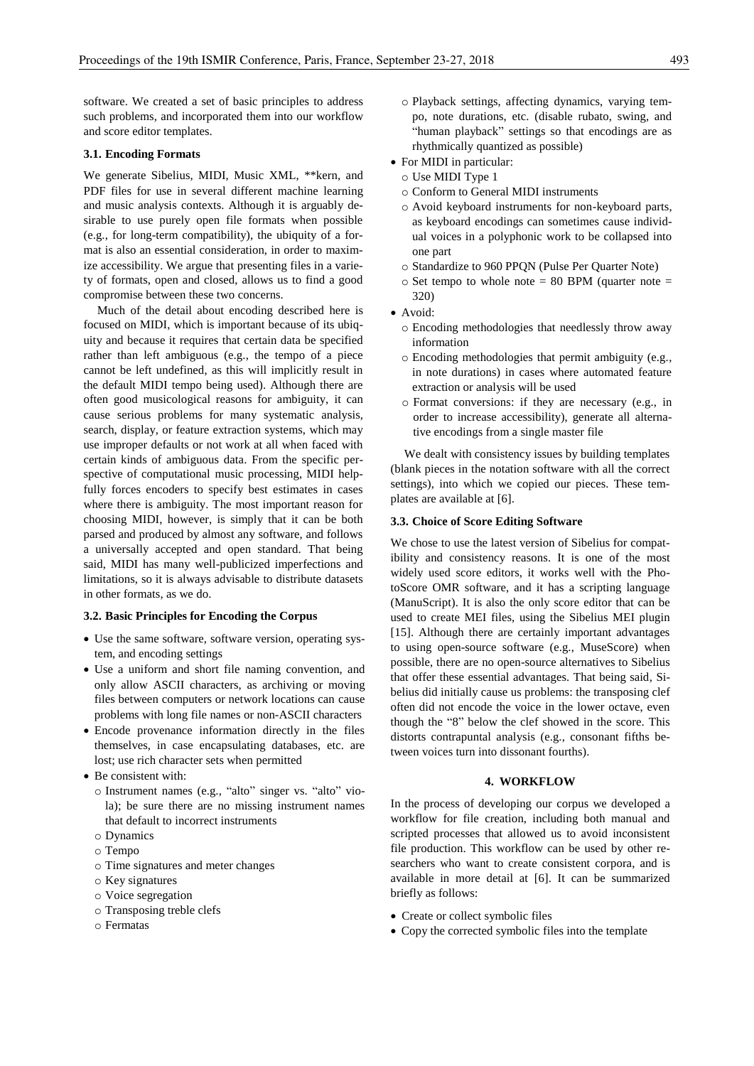software. We created a set of basic principles to address such problems, and incorporated them into our workflow and score editor templates.

### 3.1. Encoding Formats

We generate Sibelius, MIDI, Music XML, **kern, and PDF files for use in several different machine learning and music analysis contexts. Although it is arguably desirable to use purely open file formats when possible (e.g., for long-term compatibility), the ubiquity of a format is also an essential consideration, in order to maximize accessibility. We argue that presenting files in a variety of formats, open and closed, allows us to find a good compromise between these two concerns.

Much of the detail about encoding described here is focused on MIDI, which is important because of its ubiquity and because it requires that certain data be specified rather than left ambiguous (e.g., the tempo of a piece cannot be left undefined, as this will implicitly result in the default MIDI tempo being used). Although there are often good musicological reasons for ambiguity, it can cause serious problems for many systematic analysis, search, display, or feature extraction systems, which may use improper defaults or not work at all when faced with certain kinds of ambiguous data. From the specific perspective of computational music processing, MIDI helpfully forces encoders to specify best estimates in cases where there is ambiguity. The most important reason for choosing MIDI, however, is simply that it can be both parsed and produced by almost any software, and follows a universally accepted and open standard. That being said, MIDI has many well-publicized imperfections and limitations, so it is always advisable to distribute datasets in other formats, as we do.

### 3.2. Basic Principles for Encoding the Corpus

- Use the same software, software version, operating system, and encoding settings
- Use a uniform and short file naming convention, and only allow ASCII characters, as archiving or moving files between computers or network locations can cause problems with long file names or non-ASCII characters
- Encode provenance information directly in the files themselves, in case encapsulating databases, etc. are lost; use rich character sets when permitted
- Be consistent with:
  - Instrument names (e.g., "alto" singer vs. "alto" viola); be sure there are no missing instrument names that default to incorrect instruments
  - Dynamics
  - Tempo
  - Time signatures and meter changes
  - Key signatures
  - Voice segregation
  - Transposing treble clefs
  - Fermatas
  - Playback settings, affecting dynamics, varying tempo, note durations, etc. (disable rubato, swing, and "human playback" settings so that encodings are as rhythmically quantized as possible)
- For MIDI in particular:
  - Use MIDI Type 1
  - Conform to General MIDI instruments
  - Avoid keyboard instruments for non-keyboard parts, as keyboard encodings can sometimes cause individual voices in a polyphonic work to be collapsed into one part
  - Standardize to 960 PPQN (Pulse Per Quarter Note)
  - Set tempo to whole note = 80 BPM (quarter note = 320)
- Avoid:
  - Encoding methodologies that needlessly throw away information
  - Encoding methodologies that permit ambiguity (e.g., in note durations) in cases where automated feature extraction or analysis will be used
  - Format conversions: if they are necessary (e.g., in order to increase accessibility), generate all alternative encodings from a single master file

We dealt with consistency issues by building templates (blank pieces in the notation software with all the correct settings), into which we copied our pieces. These templates are available at [6].

### 3.3. Choice of Score Editing Software

We chose to use the latest version of Sibelius for compatibility and consistency reasons. It is one of the most widely used score editors, it works well with the PhotoScore OMR software, and it has a scripting language (ManuScript). It is also the only score editor that can be used to create MEI files, using the Sibelius MEI plugin [15]. Although there are certainly important advantages to using open-source software (e.g., MuseScore) when possible, there are no open-source alternatives to Sibelius that offer these essential advantages. That being said, Sibelius did initially cause us problems: the transposing clef often did not encode the voice in the lower octave, even though the "8" below the clef showed in the score. This distorts contrapuntal analysis (e.g., consonant fifths between voices turn into dissonant fourths).

## 4. WORKFLOW

In the process of developing our corpus we developed a workflow for file creation, including both manual and scripted processes that allowed us to avoid inconsistent file production. This workflow can be used by other researchers who want to create consistent corpora, and is available in more detail at [6]. It can be summarized briefly as follows:

- Create or collect symbolic files
- Copy the corrected symbolic files into the template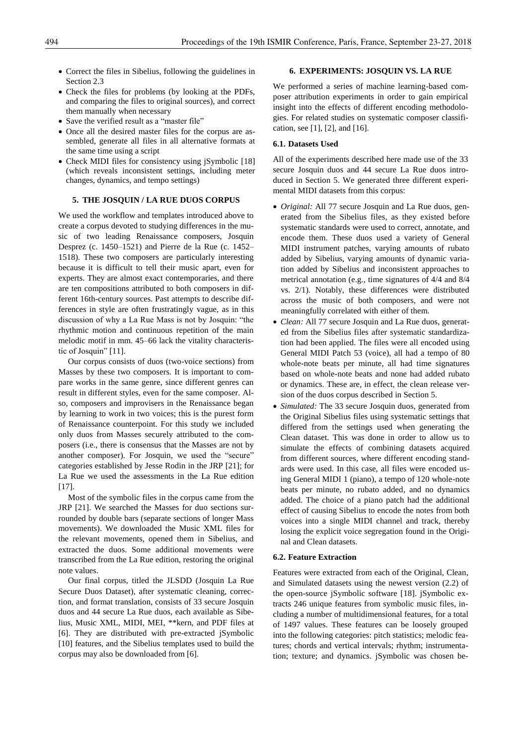- Correct the files in Sibelius, following the guidelines in Section 2.3
- Check the files for problems (by looking at the PDFs, and comparing the files to original sources), and correct them manually when necessary
- Save the verified result as a "master file"
- Once all the desired master files for the corpus are assembled, generate all files in all alternative formats at the same time using a script
- Check MIDI files for consistency using jSymbolic [18] (which reveals inconsistent settings, including meter changes, dynamics, and tempo settings)

## 5. THE JOSQUIN / LA RUE DUOS CORPUS

We used the workflow and templates introduced above to create a corpus devoted to studying differences in the music of two leading Renaissance composers, Josquin Desprez (c. 1450–1521) and Pierre de la Rue (c. 1452–1518). These two composers are particularly interesting because it is difficult to tell their music apart, even for experts. They are almost exact contemporaries, and there are ten compositions attributed to both composers in different 16th-century sources. Past attempts to describe differences in style are often frustratingly vague, as in this discussion of why a La Rue Mass is not by Josquin: "the rhythmic motion and continuous repetition of the main melodic motif in mm. 45–66 lack the vitality characteristic of Josquin" [11].

Our corpus consists of duos (two-voice sections) from Masses by these two composers. It is important to compare works in the same genre, since different genres can result in different styles, even for the same composer. Also, composers and improvisers in the Renaissance began by learning to work in two voices; this is the purest form of Renaissance counterpoint. For this study we included only duos from Masses securely attributed to the composers (i.e., there is consensus that the Masses are not by another composer). For Josquin, we used the "secure" categories established by Jesse Rodin in the JRP [21]; for La Rue we used the assessments in the La Rue edition [17].

Most of the symbolic files in the corpus came from the JRP [21]. We searched the Masses for duo sections surrounded by double bars (separate sections of longer Mass movements). We downloaded the Music XML files for the relevant movements, opened them in Sibelius, and extracted the duos. Some additional movements were transcribed from the La Rue edition, restoring the original note values.

Our final corpus, titled the JLSDD (Josquin La Rue Secure Duos Dataset), after systematic cleaning, correction, and format translation, consists of 33 secure Josquin duos and 44 secure La Rue duos, each available as Sibelius, Music XML, MIDI, MEI, **kern, and PDF files at [6]. They are distributed with pre-extracted jSymbolic [10] features, and the Sibelius templates used to build the corpus may also be downloaded from [6].

## 6. EXPERIMENTS: JOSQUIN VS. LA RUE

We performed a series of machine learning-based composer attribution experiments in order to gain empirical insight into the effects of different encoding methodologies. For related studies on systematic composer classification, see [1], [2], and [16].

### 6.1. Datasets Used

All of the experiments described here made use of the 33 secure Josquin duos and 44 secure La Rue duos introduced in Section 5. We generated three different experimental MIDI datasets from this corpus:

- *Original:* All 77 secure Josquin and La Rue duos, generated from the Sibelius files, as they existed before systematic standards were used to correct, annotate, and encode them. These duos used a variety of General MIDI instrument patches, varying amounts of rubato added by Sibelius, varying amounts of dynamic variation added by Sibelius and inconsistent approaches to metrical annotation (e.g., time signatures of 4/4 and 8/4 vs. 2/1). Notably, these differences were distributed across the music of both composers, and were not meaningfully correlated with either of them.
- *Clean:* All 77 secure Josquin and La Rue duos, generated from the Sibelius files after systematic standardization had been applied. The files were all encoded using General MIDI Patch 53 (voice), all had a tempo of 80 whole-note beats per minute, all had time signatures based on whole-note beats and none had added rubato or dynamics. These are, in effect, the clean release version of the duos corpus described in Section 5.
- *Simulated:* The 33 secure Josquin duos, generated from the Original Sibelius files using systematic settings that differed from the settings used when generating the Clean dataset. This was done in order to allow us to simulate the effects of combining datasets acquired from different sources, where different encoding standards were used. In this case, all files were encoded using General MIDI 1 (piano), a tempo of 120 whole-note beats per minute, no rubato added, and no dynamics added. The choice of a piano patch had the additional effect of causing Sibelius to encode the notes from both voices into a single MIDI channel and track, thereby losing the explicit voice segregation found in the Original and Clean datasets.

### 6.2. Feature Extraction

Features were extracted from each of the Original, Clean, and Simulated datasets using the newest version (2.2) of the open-source jSymbolic software [18]. jSymbolic extracts 246 unique features from symbolic music files, including a number of multidimensional features, for a total of 1497 values. These features can be loosely grouped into the following categories: pitch statistics; melodic features; chords and vertical intervals; rhythm; instrumentation; texture; and dynamics. jSymbolic was chosen be-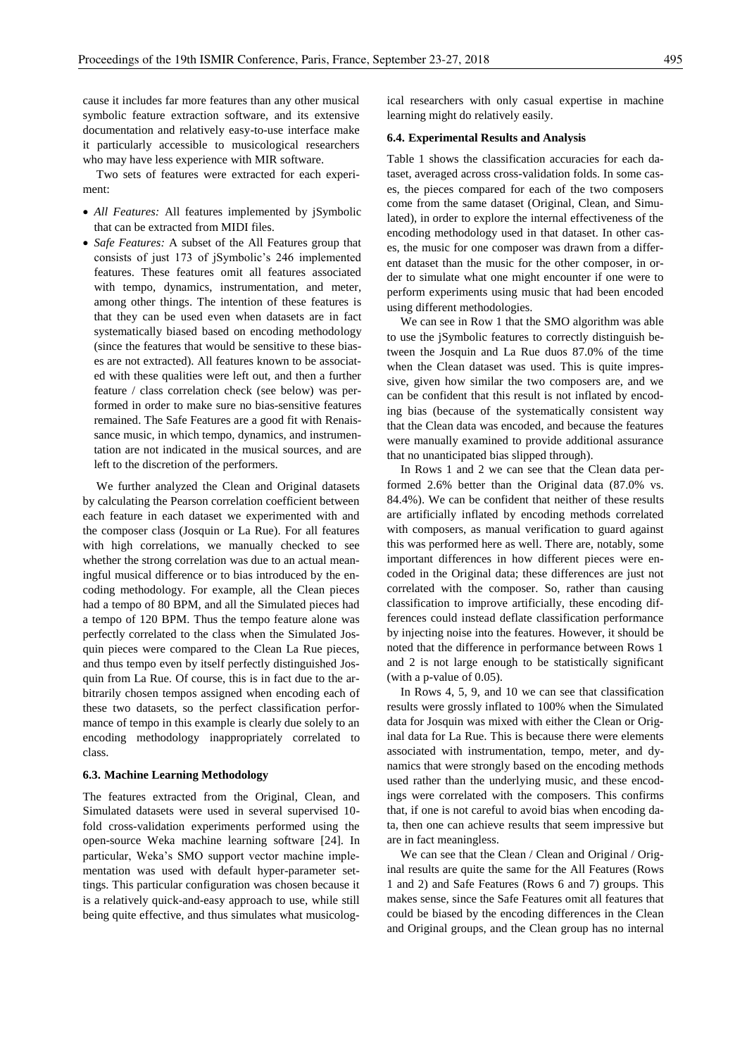cause it includes far more features than any other musical symbolic feature extraction software, and its extensive documentation and relatively easy-to-use interface make it particularly accessible to musicological researchers who may have less experience with MIR software.

Two sets of features were extracted for each experiment:

- *All Features:* All features implemented by jSymbolic that can be extracted from MIDI files.
- *Safe Features:* A subset of the All Features group that consists of just 173 of jSymbolic's 246 implemented features. These features omit all features associated with tempo, dynamics, instrumentation, and meter, among other things. The intention of these features is that they can be used even when datasets are in fact systematically biased based on encoding methodology (since the features that would be sensitive to these biases are not extracted). All features known to be associated with these qualities were left out, and then a further feature / class correlation check (see below) was performed in order to make sure no bias-sensitive features remained. The Safe Features are a good fit with Renaissance music, in which tempo, dynamics, and instrumentation are not indicated in the musical sources, and are left to the discretion of the performers.

We further analyzed the Clean and Original datasets by calculating the Pearson correlation coefficient between each feature in each dataset we experimented with and the composer class (Josquin or La Rue). For all features with high correlations, we manually checked to see whether the strong correlation was due to an actual meaningful musical difference or to bias introduced by the encoding methodology. For example, all the Clean pieces had a tempo of 80 BPM, and all the Simulated pieces had a tempo of 120 BPM. Thus the tempo feature alone was perfectly correlated to the class when the Simulated Josquin pieces were compared to the Clean La Rue pieces, and thus tempo even by itself perfectly distinguished Josquin from La Rue. Of course, this is in fact due to the arbitrarily chosen tempos assigned when encoding each of these two datasets, so the perfect classification performance of tempo in this example is clearly due solely to an encoding methodology inappropriately correlated to class.

### 6.3. Machine Learning Methodology

The features extracted from the Original, Clean, and Simulated datasets were used in several supervised 10-fold cross-validation experiments performed using the open-source Weka machine learning software [24]. In particular, Weka's SMO support vector machine implementation was used with default hyper-parameter settings. This particular configuration was chosen because it is a relatively quick-and-easy approach to use, while still being quite effective, and thus simulates what musicological researchers with only casual expertise in machine learning might do relatively easily.

### 6.4. Experimental Results and Analysis

Table 1 shows the classification accuracies for each dataset, averaged across cross-validation folds. In some cases, the pieces compared for each of the two composers come from the same dataset (Original, Clean, and Simulated), in order to explore the internal effectiveness of the encoding methodology used in that dataset. In other cases, the music for one composer was drawn from a different dataset than the music for the other composer, in order to simulate what one might encounter if one were to perform experiments using music that had been encoded using different methodologies.

We can see in Row 1 that the SMO algorithm was able to use the jSymbolic features to correctly distinguish between the Josquin and La Rue duos 87.0% of the time when the Clean dataset was used. This is quite impressive, given how similar the two composers are, and we can be confident that this result is not inflated by encoding bias (because of the systematically consistent way that the Clean data was encoded, and because the features were manually examined to provide additional assurance that no unanticipated bias slipped through).

In Rows 1 and 2 we can see that the Clean data performed 2.6% better than the Original data (87.0% vs. 84.4%). We can be confident that neither of these results are artificially inflated by encoding methods correlated with composers, as manual verification to guard against this was performed here as well. There are, notably, some important differences in how different pieces were encoded in the Original data; these differences are just not correlated with the composer. So, rather than causing classification to improve artificially, these encoding differences could instead deflate classification performance by injecting noise into the features. However, it should be noted that the difference in performance between Rows 1 and 2 is not large enough to be statistically significant (with a p-value of 0.05).

In Rows 4, 5, 9, and 10 we can see that classification results were grossly inflated to 100% when the Simulated data for Josquin was mixed with either the Clean or Original data for La Rue. This is because there were elements associated with instrumentation, tempo, meter, and dynamics that were strongly based on the encoding methods used rather than the underlying music, and these encodings were correlated with the composers. This confirms that, if one is not careful to avoid bias when encoding data, then one can achieve results that seem impressive but are in fact meaningless.

We can see that the Clean / Clean and Original / Original results are quite the same for the All Features (Rows 1 and 2) and Safe Features (Rows 6 and 7) groups. This makes sense, since the Safe Features omit all features that could be biased by the encoding differences in the Clean and Original groups, and the Clean group has no internal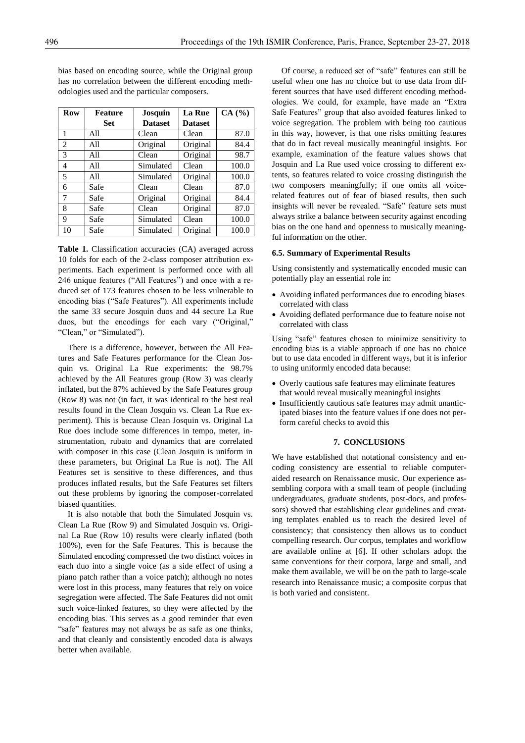bias based on encoding source, while the Original group has no correlation between the different encoding methodologies used and the particular composers.

| Row | Feature Set | Josquin Dataset | La Rue Dataset | CA (%) |
|---|---|---|---|---|
| 1 | All | Clean | Clean | 87.0 |
| 2 | All | Original | Original | 84.4 |
| 3 | All | Clean | Original | 98.7 |
| 4 | All | Simulated | Clean | 100.0 |
| 5 | All | Simulated | Original | 100.0 |
| 6 | Safe | Clean | Clean | 87.0 |
| 7 | Safe | Original | Original | 84.4 |
| 8 | Safe | Clean | Original | 87.0 |
| 9 | Safe | Simulated | Clean | 100.0 |
| 10 | Safe | Simulated | Original | 100.0 |

**Table 1.** Classification accuracies (CA) averaged across 10 folds for each of the 2-class composer attribution experiments. Each experiment is performed once with all 246 unique features ("All Features") and once with a reduced set of 173 features chosen to be less vulnerable to encoding bias ("Safe Features"). All experiments include the same 33 secure Josquin duos and 44 secure La Rue duos, but the encodings for each vary ("Original," "Clean," or "Simulated").

There is a difference, however, between the All Features and Safe Features performance for the Clean Josquin vs. Original La Rue experiments: the 98.7% achieved by the All Features group (Row 3) was clearly inflated, but the 87% achieved by the Safe Features group (Row 8) was not (in fact, it was identical to the best real results found in the Clean Josquin vs. Clean La Rue experiment). This is because Clean Josquin vs. Original La Rue does include some differences in tempo, meter, instrumentation, rubato and dynamics that are correlated with composer in this case (Clean Josquin is uniform in these parameters, but Original La Rue is not). The All Features set is sensitive to these differences, and thus produces inflated results, but the Safe Features set filters out these problems by ignoring the composer-correlated biased quantities.

It is also notable that both the Simulated Josquin vs. Clean La Rue (Row 9) and Simulated Josquin vs. Original La Rue (Row 10) results were clearly inflated (both 100%), even for the Safe Features. This is because the Simulated encoding compressed the two distinct voices in each duo into a single voice (as a side effect of using a piano patch rather than a voice patch); although no notes were lost in this process, many features that rely on voice segregation were affected. The Safe Features did not omit such voice-linked features, so they were affected by the encoding bias. This serves as a good reminder that even "safe" features may not always be as safe as one thinks, and that cleanly and consistently encoded data is always better when available.

Of course, a reduced set of "safe" features can still be useful when one has no choice but to use data from different sources that have used different encoding methodologies. We could, for example, have made an "Extra Safe Features" group that also avoided features linked to voice segregation. The problem with being too cautious in this way, however, is that one risks omitting features that do in fact reveal musically meaningful insights. For example, examination of the feature values shows that Josquin and La Rue used voice crossing to different extents, so features related to voice crossing distinguish the two composers meaningfully; if one omits all voice-related features out of fear of biased results, then such insights will never be revealed. "Safe" feature sets must always strike a balance between security against encoding bias on the one hand and openness to musically meaningful information on the other.

### 6.5. Summary of Experimental Results

Using consistently and systematically encoded music can potentially play an essential role in:

- Avoiding inflated performances due to encoding biases correlated with class
- Avoiding deflated performance due to feature noise not correlated with class

Using "safe" features chosen to minimize sensitivity to encoding bias is a viable approach if one has no choice but to use data encoded in different ways, but it is inferior to using uniformly encoded data because:

- Overly cautious safe features may eliminate features that would reveal musically meaningful insights
- Insufficiently cautious safe features may admit unanticipated biases into the feature values if one does not perform careful checks to avoid this

## 7. CONCLUSIONS

We have established that notational consistency and encoding consistency are essential to reliable computer-aided research on Renaissance music. Our experience assembling corpora with a small team of people (including undergraduates, graduate students, post-docs, and professors) showed that establishing clear guidelines and creating templates enabled us to reach the desired level of consistency; that consistency then allows us to conduct compelling research. Our corpus, templates and workflow are available online at [6]. If other scholars adopt the same conventions for their corpora, large and small, and make them available, we will be on the path to large-scale research into Renaissance music; a composite corpus that is both varied and consistent.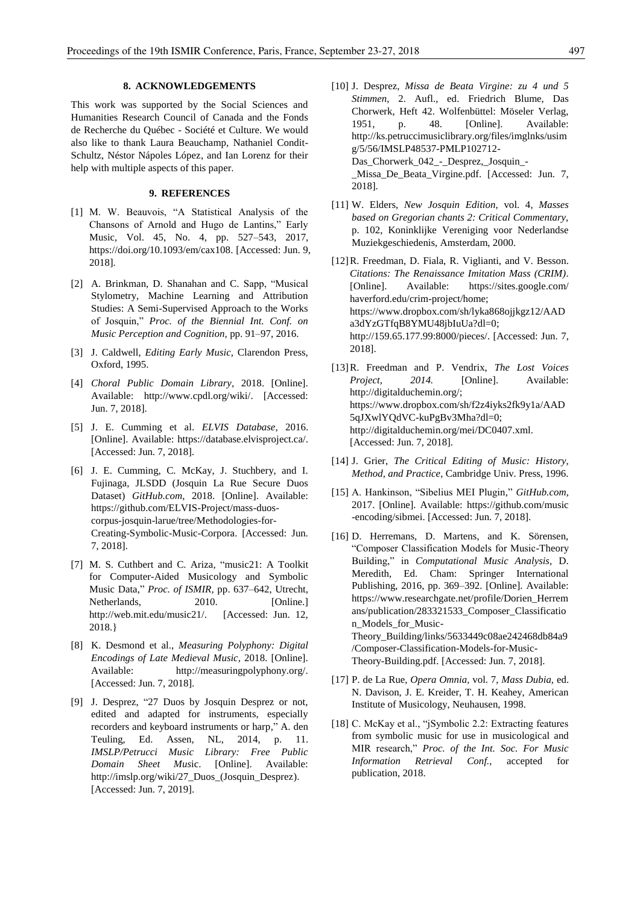## 8. ACKNOWLEDGEMENTS

This work was supported by the Social Sciences and Humanities Research Council of Canada and the Fonds de Recherche du Québec - Société et Culture. We would also like to thank Laura Beauchamp, Nathaniel Condit-Schultz, Néstor Nápoles López, and Ian Lorenz for their help with multiple aspects of this paper.

## 9. REFERENCES

[1] M. W. Beauvois, "A Statistical Analysis of the Chansons of Arnold and Hugo de Lantins," Early Music, Vol. 45, No. 4, pp. 527–543, 2017, https://doi.org/10.1093/em/cax108. [Accessed: Jun. 9, 2018].

[2] A. Brinkman, D. Shanahan and C. Sapp, "Musical Stylometry, Machine Learning and Attribution Studies: A Semi-Supervised Approach to the Works of Josquin," *Proc. of the Biennial Int. Conf. on Music Perception and Cognition*, pp. 91–97, 2016.

[3] J. Caldwell, *Editing Early Music*, Clarendon Press, Oxford, 1995.

[4] *Choral Public Domain Library*, 2018. [Online]. Available: http://www.cpdl.org/wiki/. [Accessed: Jun. 7, 2018].

[5] J. E. Cumming et al. *ELVIS Database*, 2016. [Online]. Available: https://database.elvisproject.ca/. [Accessed: Jun. 7, 2018].

[6] J. E. Cumming, C. McKay, J. Stuchbery, and I. Fujinaga, JLSDD (Josquin La Rue Secure Duos Dataset) *GitHub.com*, 2018. [Online]. Available: https://github.com/ELVIS-Project/mass-duos-corpus-josquin-larue/tree/Methodologies-for-Creating-Symbolic-Music-Corpora. [Accessed: Jun. 7, 2018].

[7] M. S. Cuthbert and C. Ariza, "music21: A Toolkit for Computer-Aided Musicology and Symbolic Music Data," *Proc. of ISMIR*, pp. 637–642, Utrecht, Netherlands, 2010. [Online.] http://web.mit.edu/music21/. [Accessed: Jun. 12, 2018.}

[8] K. Desmond et al., *Measuring Polyphony: Digital Encodings of Late Medieval Music*, 2018. [Online]. Available: http://measuringpolyphony.org/. [Accessed: Jun. 7, 2018].

[9] J. Desprez, "27 Duos by Josquin Desprez or not, edited and adapted for instruments, especially recorders and keyboard instruments or harp," A. den Teuling, Ed. Assen, NL, 2014, p. 11. *IMSLP/Petrucci Music Library: Free Public Domain Sheet Mus*ic. [Online]. Available: http://imslp.org/wiki/27_Duos_(Josquin_Desprez). [Accessed: Jun. 7, 2019].

[10] J. Desprez, *Missa de Beata Virgine: zu 4 und 5 Stimmen*, 2. Aufl., ed. Friedrich Blume, Das Chorwerk, Heft 42. Wolfenbüttel: Möseler Verlag, 1951, p. 48. [Online]. Available: http://ks.petruccimusiclibrary.org/files/imglnks/usimg/5/56/IMSLP48537-PMLP102712-Das_Chorwerk_042_-_Desprez,_Josquin_-_Missa_De_Beata_Virgine.pdf. [Accessed: Jun. 7, 2018].

[11] W. Elders, *New Josquin Edition*, vol. 4, *Masses based on Gregorian chants 2: Critical Commentary*, p. 102, Koninklijke Vereniging voor Nederlandse Muziekgeschiedenis, Amsterdam, 2000.

[12] R. Freedman, D. Fiala, R. Viglianti, and V. Besson. *Citations: The Renaissance Imitation Mass (CRIM)*. [Online]. Available: https://sites.google.com/haverford.edu/crim-project/home; https://www.dropbox.com/sh/lyka868ojjkgz12/AADa3dYzGTfqB8YMU48jbIuUa?dl=0; http://159.65.177.99:8000/pieces/. [Accessed: Jun. 7, 2018].

[13] R. Freedman and P. Vendrix, *The Lost Voices Project, 2014.* [Online]. Available: http://digitalduchemin.org/; https://www.dropbox.com/sh/f2z4iyks2fk9y1a/AAD5qJXwlYQdVC-kuPgBv3Mha?dl=0; http://digitalduchemin.org/mei/DC0407.xml. [Accessed: Jun. 7, 2018].

[14] J. Grier, *The Critical Editing of Music: History, Method, and Practice*, Cambridge Univ. Press, 1996.

[15] A. Hankinson, "Sibelius MEI Plugin," *GitHub.com*, 2017. [Online]. Available: https://github.com/music-encoding/sibmei. [Accessed: Jun. 7, 2018].

[16] D. Herremans, D. Martens, and K. Sörensen, "Composer Classification Models for Music-Theory Building," in *Computational Music Analysis*, D. Meredith, Ed. Cham: Springer International Publishing, 2016, pp. 369–392. [Online]. Available: https://www.researchgate.net/profile/Dorien_Herremans/publication/283321533_Composer_Classification_Models_for_Music-Theory_Building/links/5633449c08ae242468db84a9/Composer-Classification-Models-for-Music-Theory-Building.pdf. [Accessed: Jun. 7, 2018].

[17] P. de La Rue, *Opera Omnia*, vol. 7, *Mass Dubia*, ed. N. Davison, J. E. Kreider, T. H. Keahey, American Institute of Musicology, Neuhausen, 1998.

[18] C. McKay et al., "jSymbolic 2.2: Extracting features from symbolic music for use in musicological and MIR research," *Proc. of the Int. Soc. For Music Information Retrieval Conf.*, accepted for publication, 2018.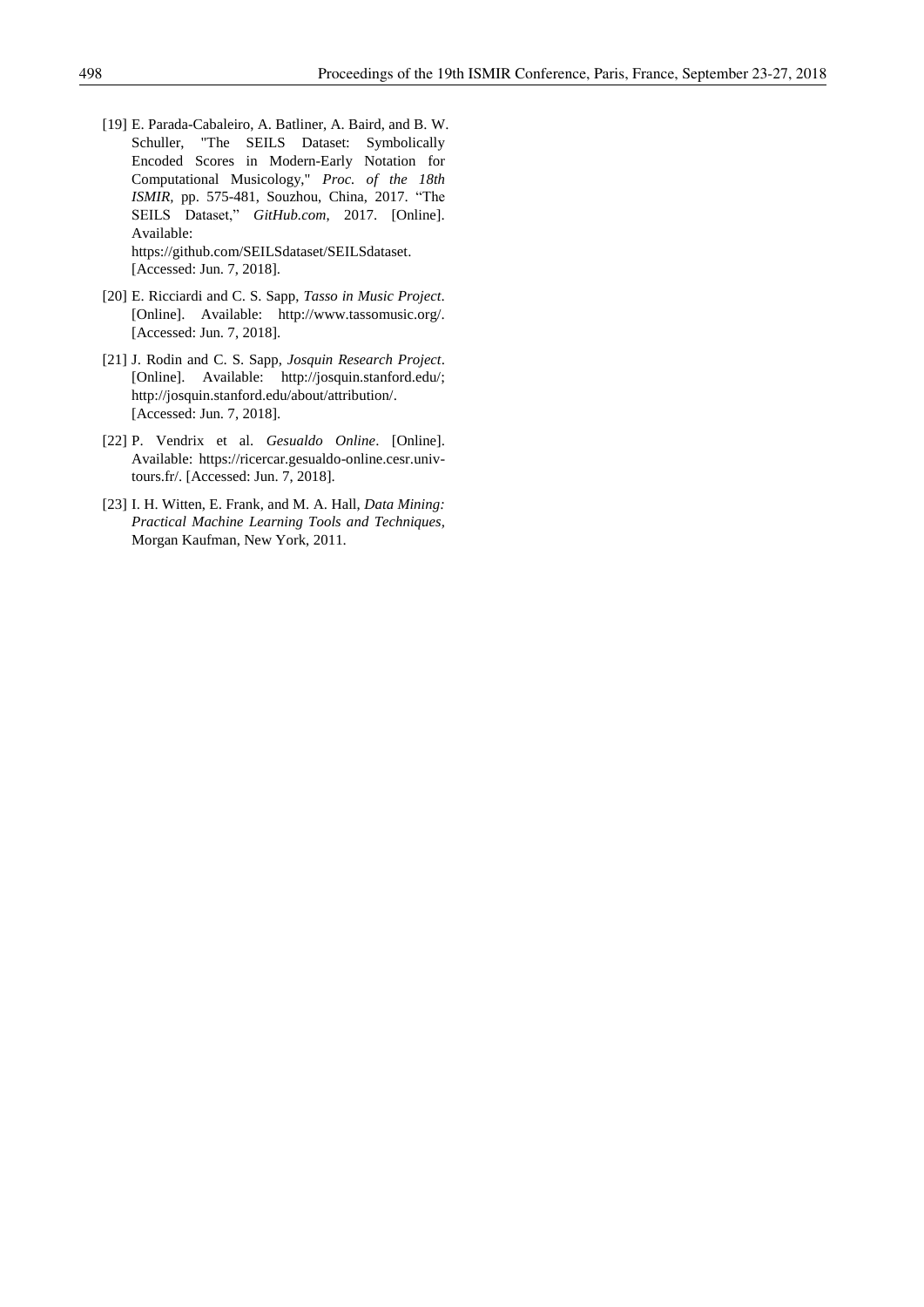[19] E. Parada-Cabaleiro, A. Batliner, A. Baird, and B. W. Schuller, "The SEILS Dataset: Symbolically Encoded Scores in Modern-Early Notation for Computational Musicology," *Proc. of the 18th ISMIR*, pp. 575-481, Souzhou, China, 2017. "The SEILS Dataset," *GitHub.com*, 2017. [Online]. Available: https://github.com/SEILSdataset/SEILSdataset. [Accessed: Jun. 7, 2018].

[20] E. Ricciardi and C. S. Sapp, *Tasso in Music Project*. [Online]. Available: http://www.tassomusic.org/. [Accessed: Jun. 7, 2018].

[21] J. Rodin and C. S. Sapp, *Josquin Research Project*. [Online]. Available: http://josquin.stanford.edu/; http://josquin.stanford.edu/about/attribution/. [Accessed: Jun. 7, 2018].

[22] P. Vendrix et al. *Gesualdo Online*. [Online]. Available: https://ricercar.gesualdo-online.cesr.univ-tours.fr/. [Accessed: Jun. 7, 2018].

[23] I. H. Witten, E. Frank, and M. A. Hall, *Data Mining: Practical Machine Learning Tools and Techniques*, Morgan Kaufman, New York, 2011.